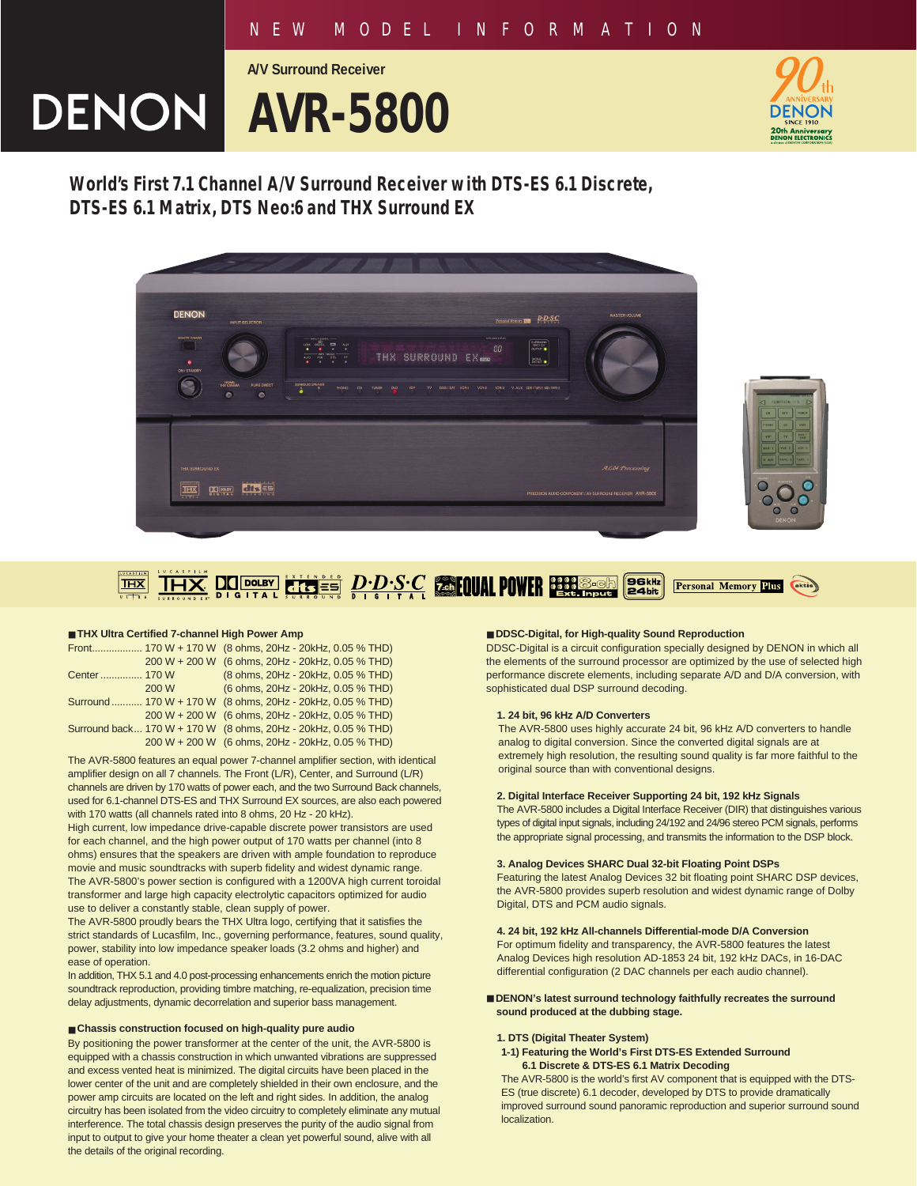NEW MODEL INFORMATION

A/V Surround Receiver

# DENON AVR-5800

## World's First 7.1 Channel A/V Surround Receiver with DTS-ES 6.1 Discrete, DTS-ES 6.1 Matrix, DTS Neo:6 and THX Surround EX

### ■ THX Ultra Certified 7-channel High Power Amp

| | | |
|---|---|---|
| Front | 170 W + 170 W | (8 ohms, 20Hz - 20kHz, 0.05 % THD) |
| | 200 W + 200 W | (6 ohms, 20Hz - 20kHz, 0.05 % THD) |
| Center | 170 W | (8 ohms, 20Hz - 20kHz, 0.05 % THD) |
| | 200 W | (6 ohms, 20Hz - 20kHz, 0.05 % THD) |
| Surround | 170 W + 170 W | (8 ohms, 20Hz - 20kHz, 0.05 % THD) |
| | 200 W + 200 W | (6 ohms, 20Hz - 20kHz, 0.05 % THD) |
| Surround back | 170 W + 170 W | (8 ohms, 20Hz - 20kHz, 0.05 % THD) |
| | 200 W + 200 W | (6 ohms, 20Hz - 20kHz, 0.05 % THD) |

The AVR-5800 features an equal power 7-channel amplifier section, with identical amplifier design on all 7 channels. The Front (L/R), Center, and Surround (L/R) channels are driven by 170 watts of power each, and the two Surround Back channels, used for 6.1-channel DTS-ES and THX Surround EX sources, are also each powered with 170 watts (all channels rated into 8 ohms, 20 Hz - 20 kHz).

High current, low impedance drive-capable discrete power transistors are used for each channel, and the high power output of 170 watts per channel (into 8 ohms) ensures that the speakers are driven with ample foundation to reproduce movie and music soundtracks with superb fidelity and widest dynamic range.

The AVR-5800's power section is configured with a 1200VA high current toroidal transformer and large high capacity electrolytic capacitors optimized for audio use to deliver a constantly stable, clean supply of power.

The AVR-5800 proudly bears the THX Ultra logo, certifying that it satisfies the strict standards of Lucasfilm, Inc., governing performance, features, sound quality, power, stability into low impedance speaker loads (3.2 ohms and higher) and ease of operation.

In addition, THX 5.1 and 4.0 post-processing enhancements enrich the motion picture soundtrack reproduction, providing timbre matching, re-equalization, precision time delay adjustments, dynamic decorrelation and superior bass management.

### ■ Chassis construction focused on high-quality pure audio

By positioning the power transformer at the center of the unit, the AVR-5800 is equipped with a chassis construction in which unwanted vibrations are suppressed and excess vented heat is minimized. The digital circuits have been placed in the lower center of the unit and are completely shielded in their own enclosure, and the power amp circuits are located on the left and right sides. In addition, the analog circuitry has been isolated from the video circuitry to completely eliminate any mutual interference. The total chassis design preserves the purity of the audio signal from input to output to give your home theater a clean yet powerful sound, alive with all the details of the original recording.

### ■ DDSC-Digital, for High-quality Sound Reproduction

DDSC-Digital is a circuit configuration specially designed by DENON in which all the elements of the surround processor are optimized by the use of selected high performance discrete elements, including separate A/D and D/A conversion, with sophisticated dual DSP surround decoding.

**1. 24 bit, 96 kHz A/D Converters**

The AVR-5800 uses highly accurate 24 bit, 96 kHz A/D converters to handle analog to digital conversion. Since the converted digital signals are at extremely high resolution, the resulting sound quality is far more faithful to the original source than with conventional designs.

**2. Digital Interface Receiver Supporting 24 bit, 192 kHz Signals**

The AVR-5800 includes a Digital Interface Receiver (DIR) that distinguishes various types of digital input signals, including 24/192 and 24/96 stereo PCM signals, performs the appropriate signal processing, and transmits the information to the DSP block.

**3. Analog Devices SHARC Dual 32-bit Floating Point DSPs**

Featuring the latest Analog Devices 32 bit floating point SHARC DSP devices, the AVR-5800 provides superb resolution and widest dynamic range of Dolby Digital, DTS and PCM audio signals.

**4. 24 bit, 192 kHz All-channels Differential-mode D/A Conversion**

For optimum fidelity and transparency, the AVR-5800 features the latest Analog Devices high resolution AD-1853 24 bit, 192 kHz DACs, in 16-DAC differential configuration (2 DAC channels per each audio channel).

### ■ DENON's latest surround technology faithfully recreates the surround sound produced at the dubbing stage.

**1. DTS (Digital Theater System)**

**1-1) Featuring the World's First DTS-ES Extended Surround 6.1 Discrete & DTS-ES 6.1 Matrix Decoding**

The AVR-5800 is the world's first AV component that is equipped with the DTS-ES (true discrete) 6.1 decoder, developed by DTS to provide dramatically improved surround sound panoramic reproduction and superior surround sound localization.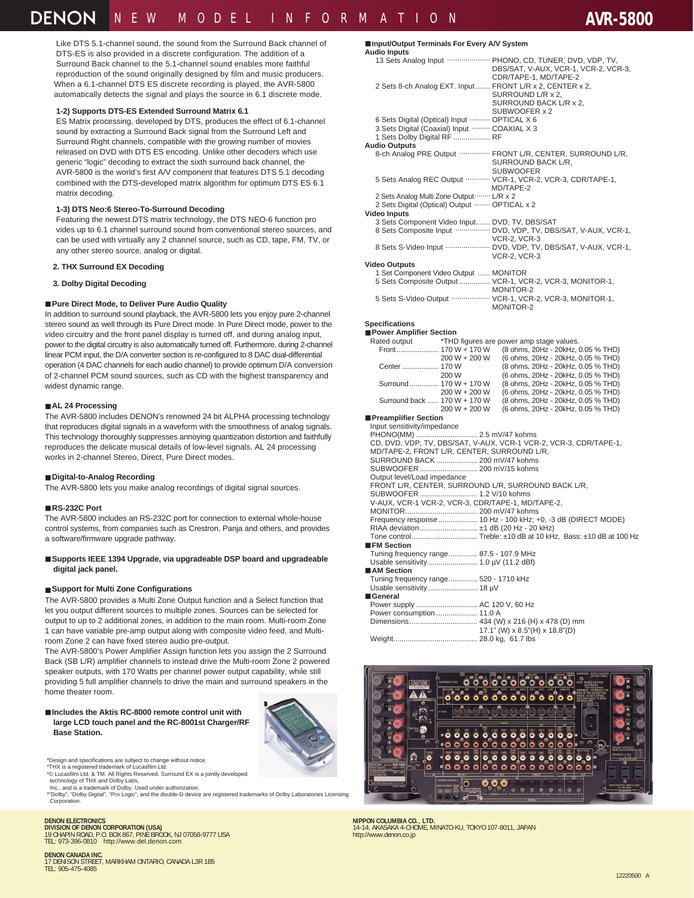Like DTS 5.1-channel sound, the sound from the Surround Back channel of DTS-ES is also provided in a discrete configuration. The addition of a Surround Back channel to the 5.1-channel sound enables more faithful reproduction of the sound originally designed by film and music producers. When a 6.1-channel DTS ES discrete recording is played, the AVR-5800 automatically detects the signal and plays the source in 6.1 discrete mode.

**1-2) Supports DTS-ES Extended Surround Matrix 6.1**

ES Matrix processing, developed by DTS, produces the effect of 6.1-channel sound by extracting a Surround Back signal from the Surround Left and Surround Right channels, compatible with the growing number of movies released on DVD with DTS ES encoding. Unlike other decoders which use generic "logic" decoding to extract the sixth surround back channel, the AVR-5800 is the world's first A/V component that features DTS 5.1 decoding combined with the DTS-developed matrix algorithm for optimum DTS ES 6.1 matrix decoding.

**1-3) DTS Neo:6 Stereo-To-Surround Decoding**

Featuring the newest DTS matrix technology, the DTS NEO-6 function pro vides up to 6.1 channel surround sound from conventional stereo sources, and can be used with virtually any 2 channel source, such as CD, tape, FM, TV, or any other stereo source, analog or digital.

**2. THX Surround EX Decoding**

**3. Dolby Digital Decoding**

**■ Pure Direct Mode, to Deliver Pure Audio Quality**

In addition to surround sound playback, the AVR-5800 lets you enjoy pure 2-channel stereo sound as well through its Pure Direct mode. In Pure Direct mode, power to the video circuitry and the front panel display is turned off, and during analog input, power to the digital circuitry is also automatically turned off. Furthermore, during 2-channel linear PCM input, the D/A converter section is re-configured to 8 DAC dual-differential operation (4 DAC channels for each audio channel) to provide optimum D/A conversion of 2-channel PCM sound sources, such as CD with the highest transparency and widest dynamic range.

**■ AL 24 Processing**

The AVR-5800 includes DENON's renowned 24 bit ALPHA processing technology that reproduces digital signals in a waveform with the smoothness of analog signals. This technology thoroughly suppresses annoying quantization distortion and faithfully reproduces the delicate musical details of low-level signals. AL 24 processing works in 2-channel Stereo, Direct, Pure Direct modes.

**■ Digital-to-Analog Recording**

The AVR-5800 lets you make analog recordings of digital signal sources.

**■ RS-232C Port**

The AVR-5800 includes an RS-232C port for connection to external whole-house control systems, from companies such as Crestron, Panja and others, and provides a software/firmware upgrade pathway.

**■ Supports IEEE 1394 Upgrade, via upgradeable DSP board and upgradeable digital jack panel.**

**■ Support for Multi Zone Configurations**

The AVR-5800 provides a Multi Zone Output function and a Select function that let you output different sources to multiple zones. Sources can be selected for output to up to 2 additional zones, in addition to the main room. Multi-room Zone 1 can have variable pre-amp output along with composite video feed, and Multi-room Zone 2 can have fixed stereo audio pre-output.

The AVR-5800's Power Amplifier Assign function lets you assign the 2 Surround Back (SB L/R) amplifier channels to instead drive the Multi-room Zone 2 powered speaker outputs, with 170 Watts per channel power output capability, while still providing 5 full amplifier channels to drive the main and surround speakers in the home theater room.

**■ Includes the Aktis RC-8000 remote control unit with large LCD touch panel and the RC-8001st Charger/RF Base Station.**

*Design and specifications are subject to change without notice.
*THX is a registered trademark of Lucasfilm Ltd.
*© Lucasfilm Ltd. & TM. All Rights Reserved. Surround EX is a jointly developed technology of THX and Dolby Labs, Inc., and is a trademark of Dolby. Used under authorization.
*"Dolby", "Dolby Digital", "Pro Logic", and the double-D device are registered trademarks of Dolby Laboratories Licensing Corporation.

**■ Input/Output Terminals For Every A/V System**

**Audio Inputs**

- 13 Sets Analog Input ........ PHONO, CD, TUNER, DVD, VDP, TV, DBS/SAT, V-AUX, VCR-1, VCR-2, VCR-3, CDR/TAPE-1, MD/TAPE-2
- 2 Sets 8-ch Analog EXT. Input ....... FRONT L/R x 2, CENTER x 2, SURROUND L/R x 2, SURROUND BACK L/R x 2, SUBWOOFER x 2
- 6 Sets Digital (Optical) Input ........ OPTICAL X 6
- 3 Sets Digital (Coaxial) Input ........ COAXIAL X 3
- 1 Sets Dolby Digital RF ................. RF

**Audio Outputs**

- 8-ch Analog PRE Output ........ FRONT L/R, CENTER, SURROUND L/R, SURROUND BACK L/R, SUBWOOFER
- 5 Sets Analog REC Output ........ VCR-1, VCR-2, VCR-3, CDR/TAPE-1, MD/TAPE-2
- 2 Sets Analog Multi Zone Output ........ L/R x 2
- 2 Sets Digital (Optical) Output ........ OPTICAL x 2

**Video Inputs**

- 3 Sets Component Video Input....... DVD, TV, DBS/SAT
- 8 Sets Composite Input ........ DVD, VDP, TV, DBS/SAT, V-AUX, VCR-1, VCR-2, VCR-3
- 8 Sets S-Video Input ........ DVD, VDP, TV, DBS/SAT, V-AUX, VCR-1, VCR-2, VCR-3

**Video Outputs**

- 1 Set Component Video Output ...... MONITOR
- 5 Sets Composite Output .............. VCR-1, VCR-2, VCR-3, MONITOR-1, MONITOR-2
- 5 Sets S-Video Output ........ VCR-1, VCR-2, VCR-3, MONITOR-1, MONITOR-2

**Specifications**

**■ Power Amplifier Section**

Rated output — *THD figures are power amp stage values.

| | | |
|---|---|---|
| Front | 170 W + 170 W | (8 ohms, 20Hz - 20kHz, 0.05 % THD) |
| | 200 W + 200 W | (6 ohms, 20Hz - 20kHz, 0.05 % THD) |
| Center | 170 W | (8 ohms, 20Hz - 20kHz, 0.05 % THD) |
| | 200 W | (6 ohms, 20Hz - 20kHz, 0.05 % THD) |
| Surround | 170 W + 170 W | (8 ohms, 20Hz - 20kHz, 0.05 % THD) |
| | 200 W + 200 W | (6 ohms, 20Hz - 20kHz, 0.05 % THD) |
| Surround back | 170 W + 170 W | (8 ohms, 20Hz - 20kHz, 0.05 % THD) |
| | 200 W + 200 W | (6 ohms, 20Hz - 20kHz, 0.05 % THD) |

**■ Preamplifier Section**

Input sensitivity/impedance
- PHONO(MM) .............................. 2.5 mV/47 kohms
- CD, DVD, VDP, TV, DBS/SAT, V-AUX, VCR-1 VCR-2, VCR-3, CDR/TAPE-1, MD/TAPE-2, FRONT L/R, CENTER, SURROUND L/R,
- SURROUND BACK .................... 200 mV/47 kohms
- SUBWOOFER ............................ 200 mV/15 kohms

Output level/Load impedance
- FRONT L/R, CENTER, SURROUND L/R, SURROUND BACK L/R,
- SUBWOOFER ............................ 1.2 V/10 kohms
- V-AUX, VCR-1 VCR-2, VCR-3, CDR/TAPE-1, MD/TAPE-2,
- MONITOR .................................... 200 mV/47 kohms

Frequency response .................. 10 Hz - 100 kHz; +0, -3 dB (DIRECT MODE)
RIAA deviation ............................ ±1 dB (20 Hz - 20 kHz)
Tone control ................................ Treble: ±10 dB at 10 kHz, Bass: ±10 dB at 100 Hz

**■ FM Section**

Tuning frequency range ............. 87.5 - 107.9 MHz
Usable sensitivity ........................ 1.0 µV (11.2 dBf)

**■ AM Section**

Tuning frequency range ............. 520 - 1710 kHz
Usable sensitivity ........................ 18 µV

**■ General**

Power supply .............................. AC 120 V, 60 Hz
Power consumption .................... 11.0 A
Dimensions ................................. 434 (W) x 216 (H) x 478 (D) mm
17.1" (W) x 8.5"(H) x 18.8"(D)
Weight ......................................... 28.0 kg, 61.7 lbs

**DENON ELECTRONICS**
**DIVISION OF DENON CORPORATION (USA)**
19 CHAPIN ROAD, P.O. BOX 867, PINE BROOK, NJ 07058-9777 USA
TEL: 973-396-0810 http://www.del.denon.com

**DENON CANADA INC.**
17 DENISON STREET, MARKHAM ONTARIO, CANADA L3R 1B5
TEL: 905-475-4085

**NIPPON COLUMBIA CO., LTD.**
14-14, AKASAKA 4-CHOME, MINATO-KU, TOKYO 107-8011, JAPAN
http://www.denon.co.jp

12220500 A